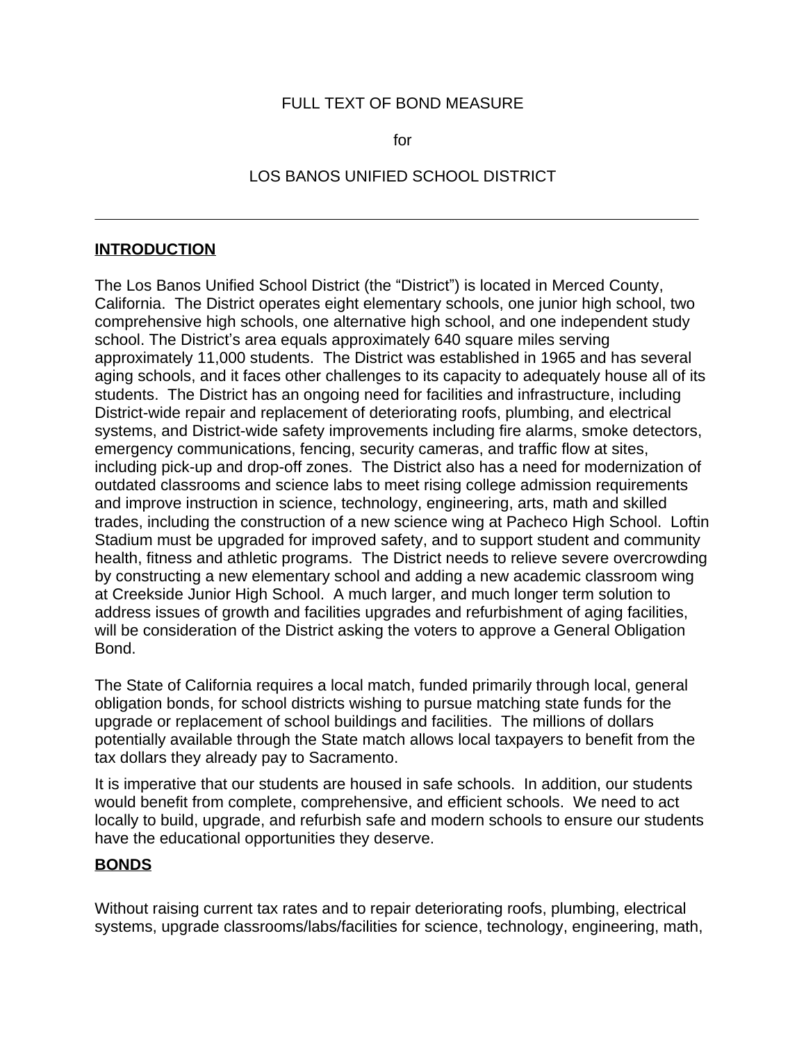# FULL TEXT OF BOND MEASURE

for

LOS BANOS UNIFIED SCHOOL DISTRICT

---

## INTRODUCTION

The Los Banos Unified School District (the "District") is located in Merced County, California. The District operates eight elementary schools, one junior high school, two comprehensive high schools, one alternative high school, and one independent study school. The District's area equals approximately 640 square miles serving approximately 11,000 students. The District was established in 1965 and has several aging schools, and it faces other challenges to its capacity to adequately house all of its students. The District has an ongoing need for facilities and infrastructure, including District-wide repair and replacement of deteriorating roofs, plumbing, and electrical systems, and District-wide safety improvements including fire alarms, smoke detectors, emergency communications, fencing, security cameras, and traffic flow at sites, including pick-up and drop-off zones. The District also has a need for modernization of outdated classrooms and science labs to meet rising college admission requirements and improve instruction in science, technology, engineering, arts, math and skilled trades, including the construction of a new science wing at Pacheco High School. Loftin Stadium must be upgraded for improved safety, and to support student and community health, fitness and athletic programs. The District needs to relieve severe overcrowding by constructing a new elementary school and adding a new academic classroom wing at Creekside Junior High School. A much larger, and much longer term solution to address issues of growth and facilities upgrades and refurbishment of aging facilities, will be consideration of the District asking the voters to approve a General Obligation Bond.

The State of California requires a local match, funded primarily through local, general obligation bonds, for school districts wishing to pursue matching state funds for the upgrade or replacement of school buildings and facilities. The millions of dollars potentially available through the State match allows local taxpayers to benefit from the tax dollars they already pay to Sacramento.

It is imperative that our students are housed in safe schools. In addition, our students would benefit from complete, comprehensive, and efficient schools. We need to act locally to build, upgrade, and refurbish safe and modern schools to ensure our students have the educational opportunities they deserve.

## BONDS

Without raising current tax rates and to repair deteriorating roofs, plumbing, electrical systems, upgrade classrooms/labs/facilities for science, technology, engineering, math,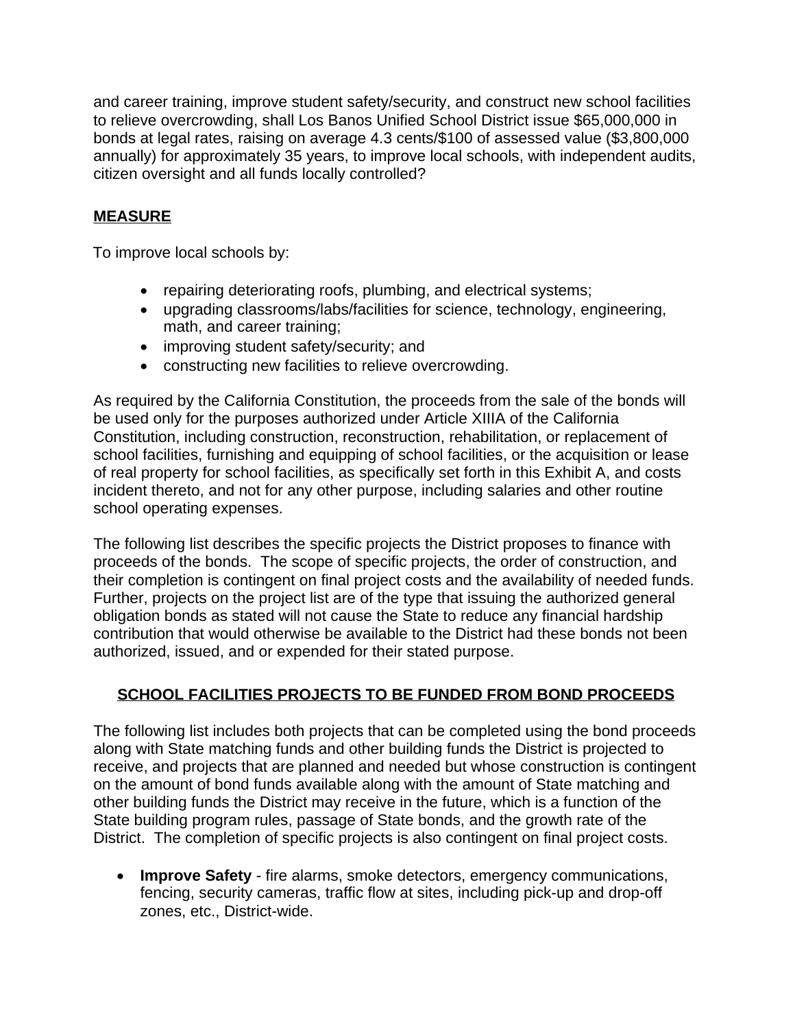and career training, improve student safety/security, and construct new school facilities to relieve overcrowding, shall Los Banos Unified School District issue $65,000,000 in bonds at legal rates, raising on average 4.3 cents/$100 of assessed value ($3,800,000 annually) for approximately 35 years, to improve local schools, with independent audits, citizen oversight and all funds locally controlled?

## MEASURE

To improve local schools by:

- repairing deteriorating roofs, plumbing, and electrical systems;
- upgrading classrooms/labs/facilities for science, technology, engineering, math, and career training;
- improving student safety/security; and
- constructing new facilities to relieve overcrowding.

As required by the California Constitution, the proceeds from the sale of the bonds will be used only for the purposes authorized under Article XIIIA of the California Constitution, including construction, reconstruction, rehabilitation, or replacement of school facilities, furnishing and equipping of school facilities, or the acquisition or lease of real property for school facilities, as specifically set forth in this Exhibit A, and costs incident thereto, and not for any other purpose, including salaries and other routine school operating expenses.

The following list describes the specific projects the District proposes to finance with proceeds of the bonds. The scope of specific projects, the order of construction, and their completion is contingent on final project costs and the availability of needed funds. Further, projects on the project list are of the type that issuing the authorized general obligation bonds as stated will not cause the State to reduce any financial hardship contribution that would otherwise be available to the District had these bonds not been authorized, issued, and or expended for their stated purpose.

## SCHOOL FACILITIES PROJECTS TO BE FUNDED FROM BOND PROCEEDS

The following list includes both projects that can be completed using the bond proceeds along with State matching funds and other building funds the District is projected to receive, and projects that are planned and needed but whose construction is contingent on the amount of bond funds available along with the amount of State matching and other building funds the District may receive in the future, which is a function of the State building program rules, passage of State bonds, and the growth rate of the District. The completion of specific projects is also contingent on final project costs.

- **Improve Safety** - fire alarms, smoke detectors, emergency communications, fencing, security cameras, traffic flow at sites, including pick-up and drop-off zones, etc., District-wide.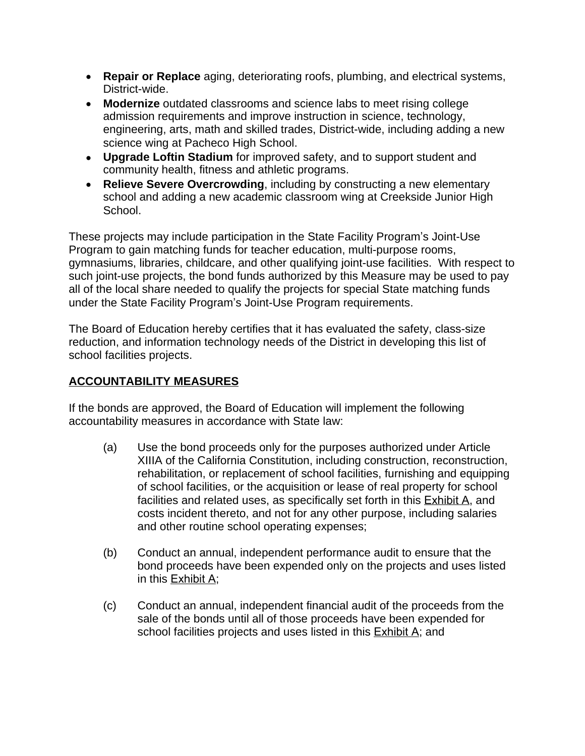- **Repair or Replace** aging, deteriorating roofs, plumbing, and electrical systems, District-wide.
- **Modernize** outdated classrooms and science labs to meet rising college admission requirements and improve instruction in science, technology, engineering, arts, math and skilled trades, District-wide, including adding a new science wing at Pacheco High School.
- **Upgrade Loftin Stadium** for improved safety, and to support student and community health, fitness and athletic programs.
- **Relieve Severe Overcrowding**, including by constructing a new elementary school and adding a new academic classroom wing at Creekside Junior High School.

These projects may include participation in the State Facility Program's Joint-Use Program to gain matching funds for teacher education, multi-purpose rooms, gymnasiums, libraries, childcare, and other qualifying joint-use facilities. With respect to such joint-use projects, the bond funds authorized by this Measure may be used to pay all of the local share needed to qualify the projects for special State matching funds under the State Facility Program's Joint-Use Program requirements.

The Board of Education hereby certifies that it has evaluated the safety, class-size reduction, and information technology needs of the District in developing this list of school facilities projects.

## ACCOUNTABILITY MEASURES

If the bonds are approved, the Board of Education will implement the following accountability measures in accordance with State law:

(a) Use the bond proceeds only for the purposes authorized under Article XIIIA of the California Constitution, including construction, reconstruction, rehabilitation, or replacement of school facilities, furnishing and equipping of school facilities, or the acquisition or lease of real property for school facilities and related uses, as specifically set forth in this Exhibit A, and costs incident thereto, and not for any other purpose, including salaries and other routine school operating expenses;

(b) Conduct an annual, independent performance audit to ensure that the bond proceeds have been expended only on the projects and uses listed in this Exhibit A;

(c) Conduct an annual, independent financial audit of the proceeds from the sale of the bonds until all of those proceeds have been expended for school facilities projects and uses listed in this Exhibit A; and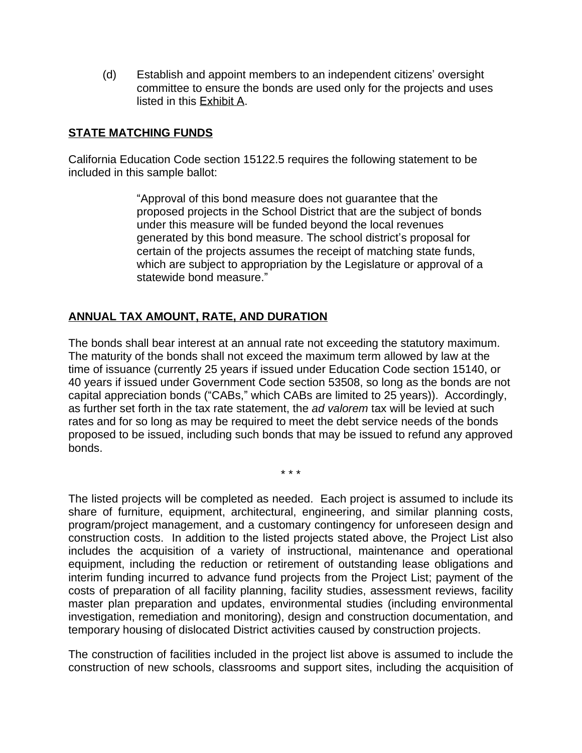(d) Establish and appoint members to an independent citizens' oversight committee to ensure the bonds are used only for the projects and uses listed in this Exhibit A.

## STATE MATCHING FUNDS

California Education Code section 15122.5 requires the following statement to be included in this sample ballot:

> "Approval of this bond measure does not guarantee that the proposed projects in the School District that are the subject of bonds under this measure will be funded beyond the local revenues generated by this bond measure. The school district's proposal for certain of the projects assumes the receipt of matching state funds, which are subject to appropriation by the Legislature or approval of a statewide bond measure."

## ANNUAL TAX AMOUNT, RATE, AND DURATION

The bonds shall bear interest at an annual rate not exceeding the statutory maximum. The maturity of the bonds shall not exceed the maximum term allowed by law at the time of issuance (currently 25 years if issued under Education Code section 15140, or 40 years if issued under Government Code section 53508, so long as the bonds are not capital appreciation bonds ("CABs," which CABs are limited to 25 years)). Accordingly, as further set forth in the tax rate statement, the *ad valorem* tax will be levied at such rates and for so long as may be required to meet the debt service needs of the bonds proposed to be issued, including such bonds that may be issued to refund any approved bonds.

\* \* \*

The listed projects will be completed as needed. Each project is assumed to include its share of furniture, equipment, architectural, engineering, and similar planning costs, program/project management, and a customary contingency for unforeseen design and construction costs. In addition to the listed projects stated above, the Project List also includes the acquisition of a variety of instructional, maintenance and operational equipment, including the reduction or retirement of outstanding lease obligations and interim funding incurred to advance fund projects from the Project List; payment of the costs of preparation of all facility planning, facility studies, assessment reviews, facility master plan preparation and updates, environmental studies (including environmental investigation, remediation and monitoring), design and construction documentation, and temporary housing of dislocated District activities caused by construction projects.

The construction of facilities included in the project list above is assumed to include the construction of new schools, classrooms and support sites, including the acquisition of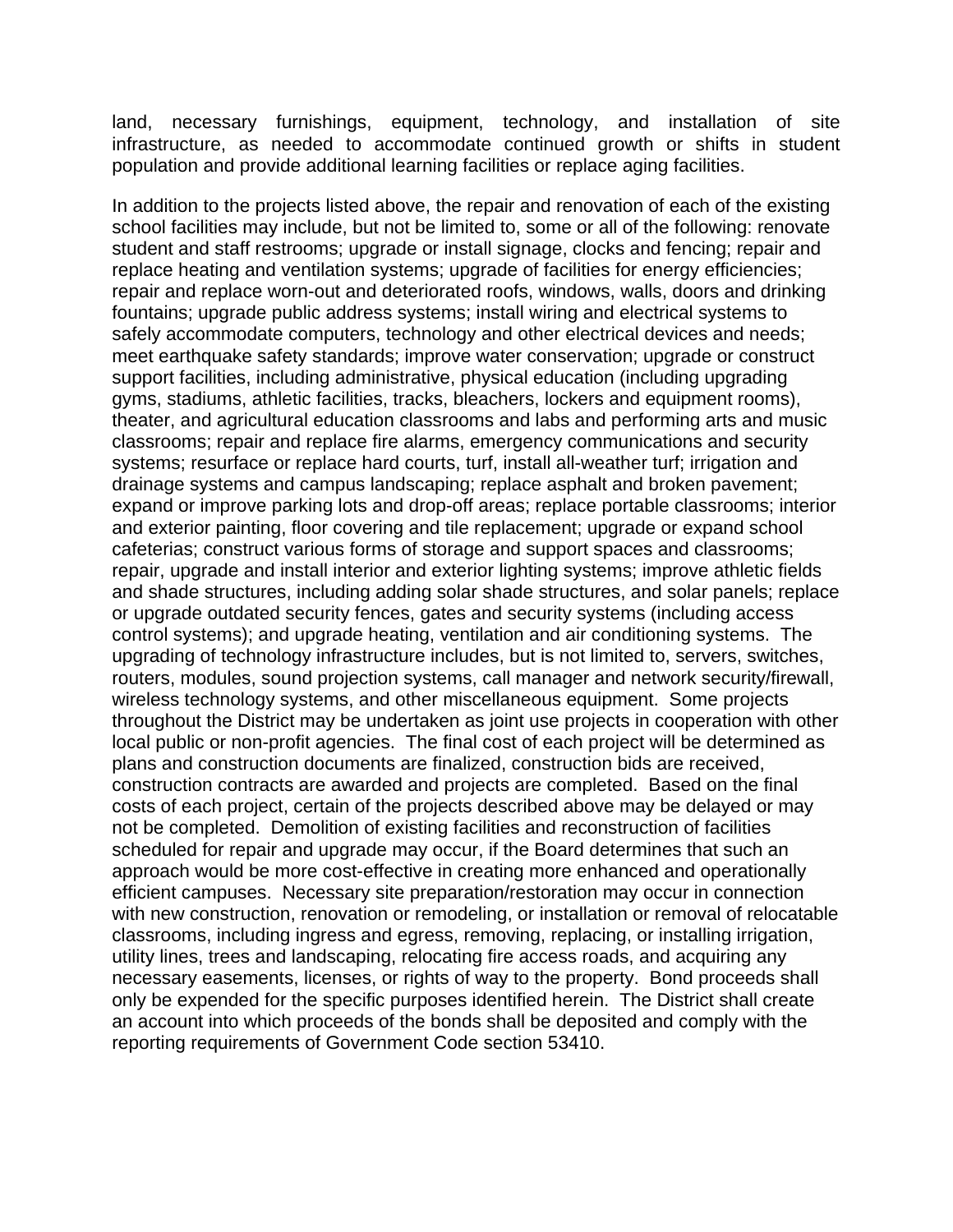land, necessary furnishings, equipment, technology, and installation of site infrastructure, as needed to accommodate continued growth or shifts in student population and provide additional learning facilities or replace aging facilities.

In addition to the projects listed above, the repair and renovation of each of the existing school facilities may include, but not be limited to, some or all of the following: renovate student and staff restrooms; upgrade or install signage, clocks and fencing; repair and replace heating and ventilation systems; upgrade of facilities for energy efficiencies; repair and replace worn-out and deteriorated roofs, windows, walls, doors and drinking fountains; upgrade public address systems; install wiring and electrical systems to safely accommodate computers, technology and other electrical devices and needs; meet earthquake safety standards; improve water conservation; upgrade or construct support facilities, including administrative, physical education (including upgrading gyms, stadiums, athletic facilities, tracks, bleachers, lockers and equipment rooms), theater, and agricultural education classrooms and labs and performing arts and music classrooms; repair and replace fire alarms, emergency communications and security systems; resurface or replace hard courts, turf, install all-weather turf; irrigation and drainage systems and campus landscaping; replace asphalt and broken pavement; expand or improve parking lots and drop-off areas; replace portable classrooms; interior and exterior painting, floor covering and tile replacement; upgrade or expand school cafeterias; construct various forms of storage and support spaces and classrooms; repair, upgrade and install interior and exterior lighting systems; improve athletic fields and shade structures, including adding solar shade structures, and solar panels; replace or upgrade outdated security fences, gates and security systems (including access control systems); and upgrade heating, ventilation and air conditioning systems. The upgrading of technology infrastructure includes, but is not limited to, servers, switches, routers, modules, sound projection systems, call manager and network security/firewall, wireless technology systems, and other miscellaneous equipment. Some projects throughout the District may be undertaken as joint use projects in cooperation with other local public or non-profit agencies. The final cost of each project will be determined as plans and construction documents are finalized, construction bids are received, construction contracts are awarded and projects are completed. Based on the final costs of each project, certain of the projects described above may be delayed or may not be completed. Demolition of existing facilities and reconstruction of facilities scheduled for repair and upgrade may occur, if the Board determines that such an approach would be more cost-effective in creating more enhanced and operationally efficient campuses. Necessary site preparation/restoration may occur in connection with new construction, renovation or remodeling, or installation or removal of relocatable classrooms, including ingress and egress, removing, replacing, or installing irrigation, utility lines, trees and landscaping, relocating fire access roads, and acquiring any necessary easements, licenses, or rights of way to the property. Bond proceeds shall only be expended for the specific purposes identified herein. The District shall create an account into which proceeds of the bonds shall be deposited and comply with the reporting requirements of Government Code section 53410.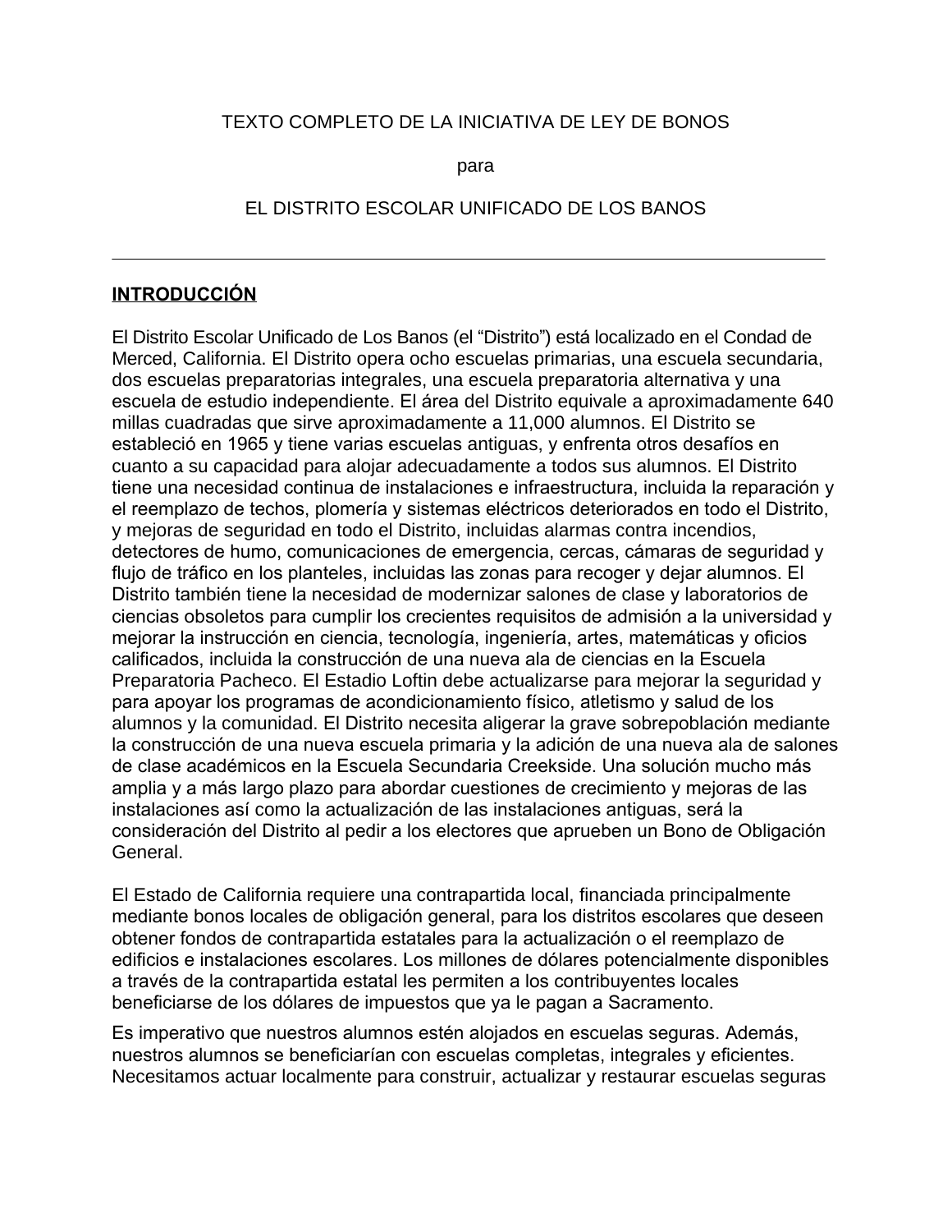TEXTO COMPLETO DE LA INICIATIVA DE LEY DE BONOS

para

EL DISTRITO ESCOLAR UNIFICADO DE LOS BANOS

---

## INTRODUCCIÓN

El Distrito Escolar Unificado de Los Banos (el "Distrito") está localizado en el Condad de Merced, California. El Distrito opera ocho escuelas primarias, una escuela secundaria, dos escuelas preparatorias integrales, una escuela preparatoria alternativa y una escuela de estudio independiente. El área del Distrito equivale a aproximadamente 640 millas cuadradas que sirve aproximadamente a 11,000 alumnos. El Distrito se estableció en 1965 y tiene varias escuelas antiguas, y enfrenta otros desafíos en cuanto a su capacidad para alojar adecuadamente a todos sus alumnos. El Distrito tiene una necesidad continua de instalaciones e infraestructura, incluida la reparación y el reemplazo de techos, plomería y sistemas eléctricos deteriorados en todo el Distrito, y mejoras de seguridad en todo el Distrito, incluidas alarmas contra incendios, detectores de humo, comunicaciones de emergencia, cercas, cámaras de seguridad y flujo de tráfico en los planteles, incluidas las zonas para recoger y dejar alumnos. El Distrito también tiene la necesidad de modernizar salones de clase y laboratorios de ciencias obsoletos para cumplir los crecientes requisitos de admisión a la universidad y mejorar la instrucción en ciencia, tecnología, ingeniería, artes, matemáticas y oficios calificados, incluida la construcción de una nueva ala de ciencias en la Escuela Preparatoria Pacheco. El Estadio Loftin debe actualizarse para mejorar la seguridad y para apoyar los programas de acondicionamiento físico, atletismo y salud de los alumnos y la comunidad. El Distrito necesita aligerar la grave sobrepoblación mediante la construcción de una nueva escuela primaria y la adición de una nueva ala de salones de clase académicos en la Escuela Secundaria Creekside. Una solución mucho más amplia y a más largo plazo para abordar cuestiones de crecimiento y mejoras de las instalaciones así como la actualización de las instalaciones antiguas, será la consideración del Distrito al pedir a los electores que aprueben un Bono de Obligación General.

El Estado de California requiere una contrapartida local, financiada principalmente mediante bonos locales de obligación general, para los distritos escolares que deseen obtener fondos de contrapartida estatales para la actualización o el reemplazo de edificios e instalaciones escolares. Los millones de dólares potencialmente disponibles a través de la contrapartida estatal les permiten a los contribuyentes locales beneficiarse de los dólares de impuestos que ya le pagan a Sacramento.

Es imperativo que nuestros alumnos estén alojados en escuelas seguras. Además, nuestros alumnos se beneficiarían con escuelas completas, integrales y eficientes. Necesitamos actuar localmente para construir, actualizar y restaurar escuelas seguras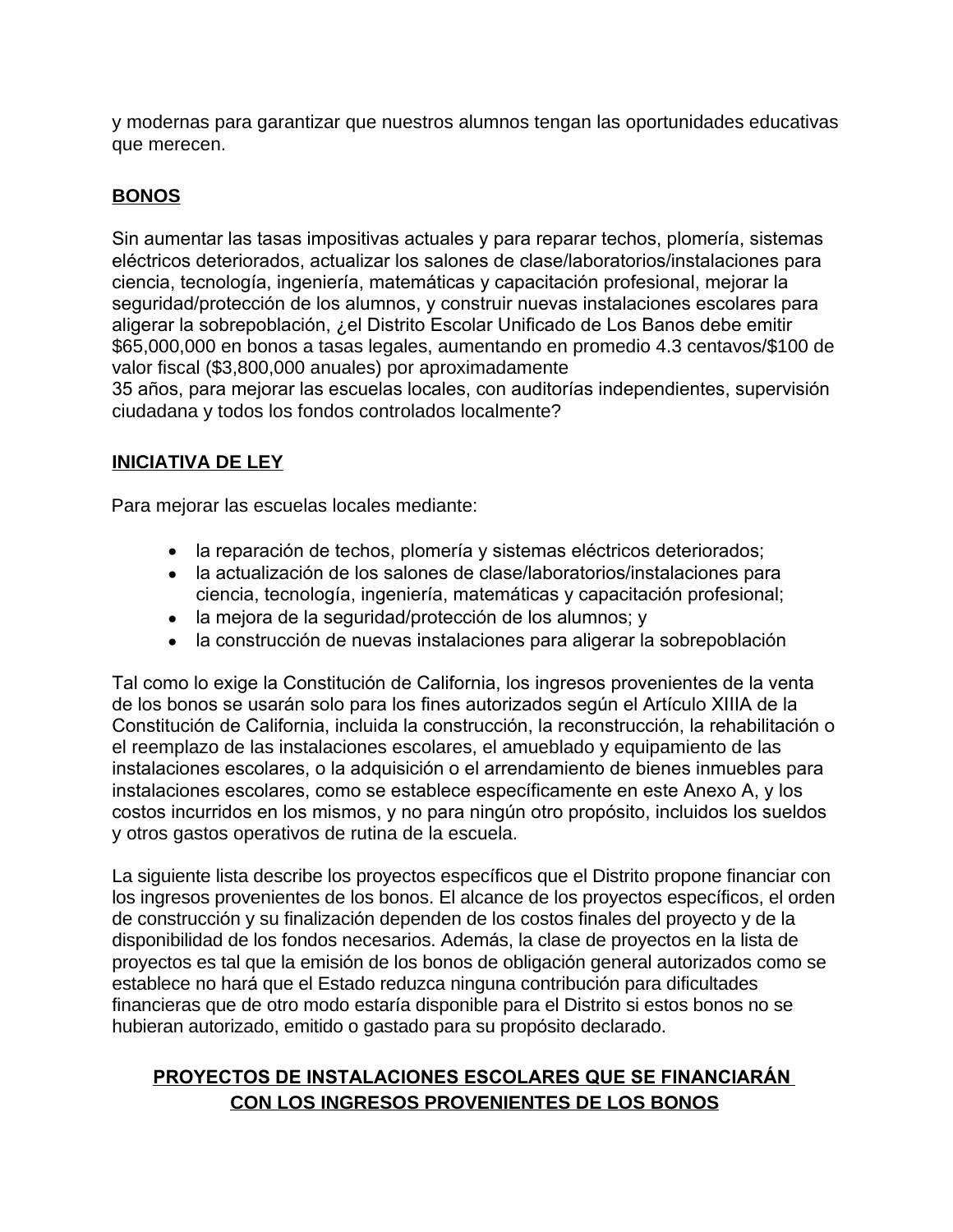y modernas para garantizar que nuestros alumnos tengan las oportunidades educativas que merecen.

## BONOS

Sin aumentar las tasas impositivas actuales y para reparar techos, plomería, sistemas eléctricos deteriorados, actualizar los salones de clase/laboratorios/instalaciones para ciencia, tecnología, ingeniería, matemáticas y capacitación profesional, mejorar la seguridad/protección de los alumnos, y construir nuevas instalaciones escolares para aligerar la sobrepoblación, ¿el Distrito Escolar Unificado de Los Banos debe emitir $65,000,000 en bonos a tasas legales, aumentando en promedio 4.3 centavos/$100 de valor fiscal ($3,800,000 anuales) por aproximadamente 35 años, para mejorar las escuelas locales, con auditorías independientes, supervisión ciudadana y todos los fondos controlados localmente?

## INICIATIVA DE LEY

Para mejorar las escuelas locales mediante:

- la reparación de techos, plomería y sistemas eléctricos deteriorados;
- la actualización de los salones de clase/laboratorios/instalaciones para ciencia, tecnología, ingeniería, matemáticas y capacitación profesional;
- la mejora de la seguridad/protección de los alumnos; y
- la construcción de nuevas instalaciones para aligerar la sobrepoblación

Tal como lo exige la Constitución de California, los ingresos provenientes de la venta de los bonos se usarán solo para los fines autorizados según el Artículo XIIIA de la Constitución de California, incluida la construcción, la reconstrucción, la rehabilitación o el reemplazo de las instalaciones escolares, el amueblado y equipamiento de las instalaciones escolares, o la adquisición o el arrendamiento de bienes inmuebles para instalaciones escolares, como se establece específicamente en este Anexo A, y los costos incurridos en los mismos, y no para ningún otro propósito, incluidos los sueldos y otros gastos operativos de rutina de la escuela.

La siguiente lista describe los proyectos específicos que el Distrito propone financiar con los ingresos provenientes de los bonos. El alcance de los proyectos específicos, el orden de construcción y su finalización dependen de los costos finales del proyecto y de la disponibilidad de los fondos necesarios. Además, la clase de proyectos en la lista de proyectos es tal que la emisión de los bonos de obligación general autorizados como se establece no hará que el Estado reduzca ninguna contribución para dificultades financieras que de otro modo estaría disponible para el Distrito si estos bonos no se hubieran autorizado, emitido o gastado para su propósito declarado.

## PROYECTOS DE INSTALACIONES ESCOLARES QUE SE FINANCIARÁN CON LOS INGRESOS PROVENIENTES DE LOS BONOS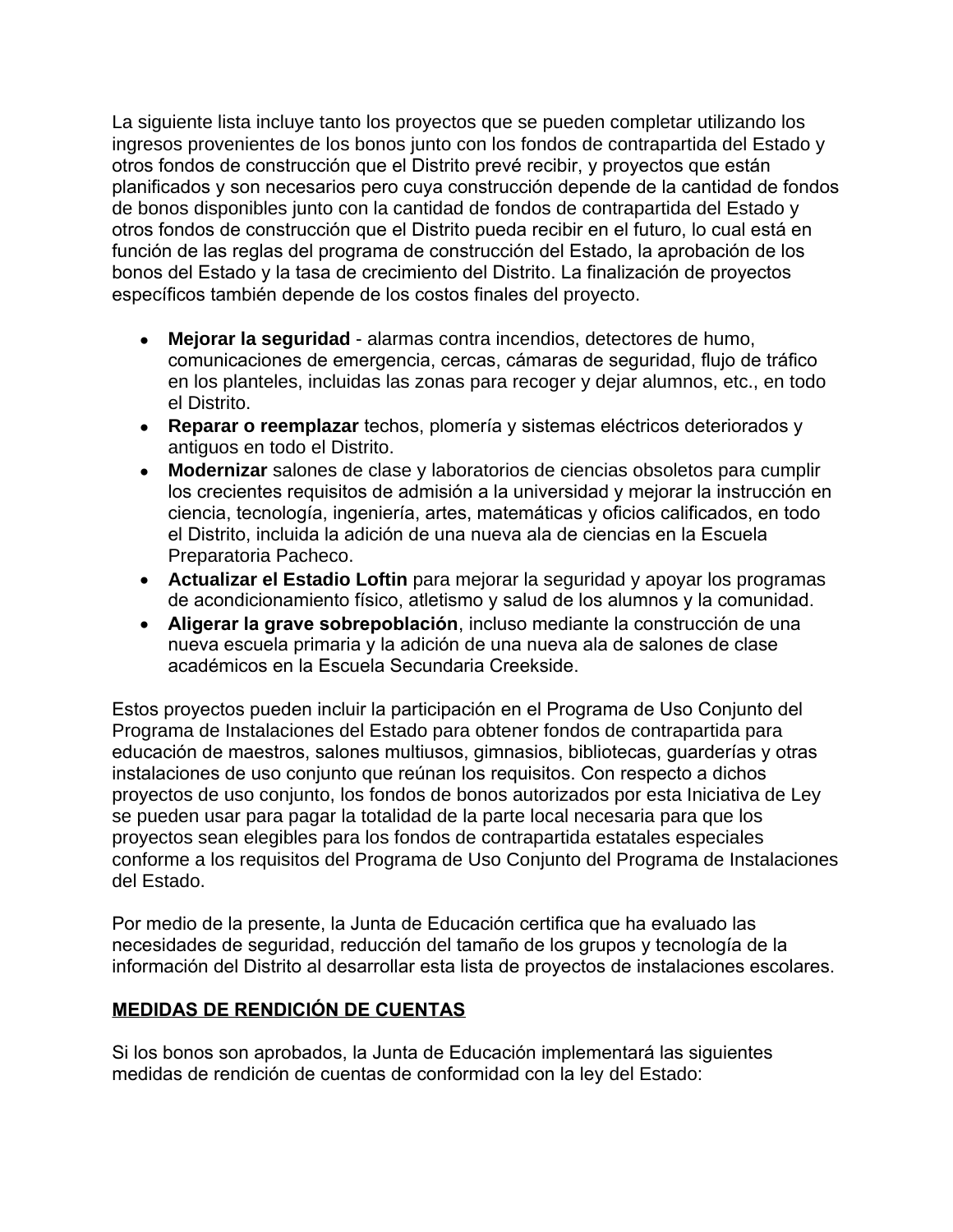La siguiente lista incluye tanto los proyectos que se pueden completar utilizando los ingresos provenientes de los bonos junto con los fondos de contrapartida del Estado y otros fondos de construcción que el Distrito prevé recibir, y proyectos que están planificados y son necesarios pero cuya construcción depende de la cantidad de fondos de bonos disponibles junto con la cantidad de fondos de contrapartida del Estado y otros fondos de construcción que el Distrito pueda recibir en el futuro, lo cual está en función de las reglas del programa de construcción del Estado, la aprobación de los bonos del Estado y la tasa de crecimiento del Distrito. La finalización de proyectos específicos también depende de los costos finales del proyecto.

- **Mejorar la seguridad** - alarmas contra incendios, detectores de humo, comunicaciones de emergencia, cercas, cámaras de seguridad, flujo de tráfico en los planteles, incluidas las zonas para recoger y dejar alumnos, etc., en todo el Distrito.
- **Reparar o reemplazar** techos, plomería y sistemas eléctricos deteriorados y antiguos en todo el Distrito.
- **Modernizar** salones de clase y laboratorios de ciencias obsoletos para cumplir los crecientes requisitos de admisión a la universidad y mejorar la instrucción en ciencia, tecnología, ingeniería, artes, matemáticas y oficios calificados, en todo el Distrito, incluida la adición de una nueva ala de ciencias en la Escuela Preparatoria Pacheco.
- **Actualizar el Estadio Loftin** para mejorar la seguridad y apoyar los programas de acondicionamiento físico, atletismo y salud de los alumnos y la comunidad.
- **Aligerar la grave sobrepoblación**, incluso mediante la construcción de una nueva escuela primaria y la adición de una nueva ala de salones de clase académicos en la Escuela Secundaria Creekside.

Estos proyectos pueden incluir la participación en el Programa de Uso Conjunto del Programa de Instalaciones del Estado para obtener fondos de contrapartida para educación de maestros, salones multiusos, gimnasios, bibliotecas, guarderías y otras instalaciones de uso conjunto que reúnan los requisitos. Con respecto a dichos proyectos de uso conjunto, los fondos de bonos autorizados por esta Iniciativa de Ley se pueden usar para pagar la totalidad de la parte local necesaria para que los proyectos sean elegibles para los fondos de contrapartida estatales especiales conforme a los requisitos del Programa de Uso Conjunto del Programa de Instalaciones del Estado.

Por medio de la presente, la Junta de Educación certifica que ha evaluado las necesidades de seguridad, reducción del tamaño de los grupos y tecnología de la información del Distrito al desarrollar esta lista de proyectos de instalaciones escolares.

## MEDIDAS DE RENDICIÓN DE CUENTAS

Si los bonos son aprobados, la Junta de Educación implementará las siguientes medidas de rendición de cuentas de conformidad con la ley del Estado: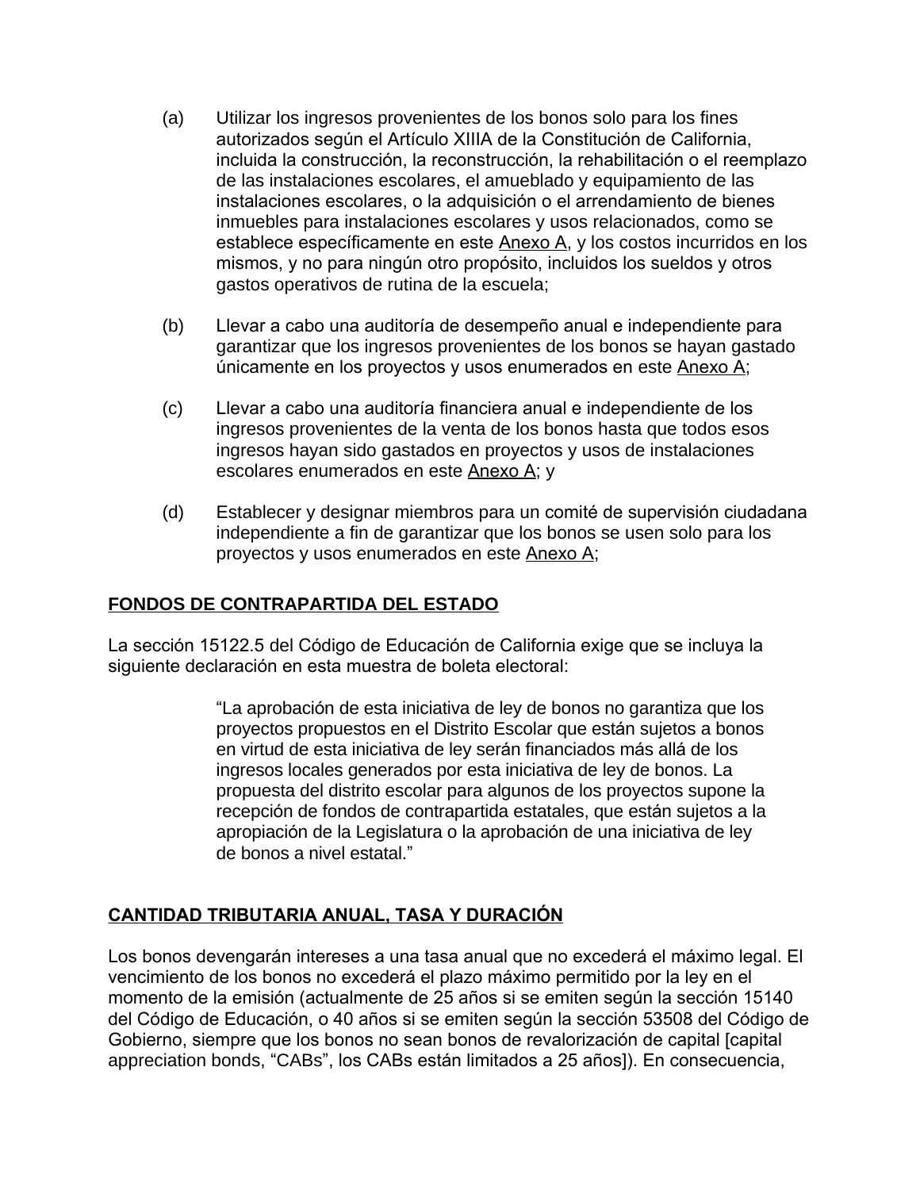(a) Utilizar los ingresos provenientes de los bonos solo para los fines autorizados según el Artículo XIIIA de la Constitución de California, incluida la construcción, la reconstrucción, la rehabilitación o el reemplazo de las instalaciones escolares, el amueblado y equipamiento de las instalaciones escolares, o la adquisición o el arrendamiento de bienes inmuebles para instalaciones escolares y usos relacionados, como se establece específicamente en este Anexo A, y los costos incurridos en los mismos, y no para ningún otro propósito, incluidos los sueldos y otros gastos operativos de rutina de la escuela;

(b) Llevar a cabo una auditoría de desempeño anual e independiente para garantizar que los ingresos provenientes de los bonos se hayan gastado únicamente en los proyectos y usos enumerados en este Anexo A;

(c) Llevar a cabo una auditoría financiera anual e independiente de los ingresos provenientes de la venta de los bonos hasta que todos esos ingresos hayan sido gastados en proyectos y usos de instalaciones escolares enumerados en este Anexo A; y

(d) Establecer y designar miembros para un comité de supervisión ciudadana independiente a fin de garantizar que los bonos se usen solo para los proyectos y usos enumerados en este Anexo A;

## FONDOS DE CONTRAPARTIDA DEL ESTADO

La sección 15122.5 del Código de Educación de California exige que se incluya la siguiente declaración en esta muestra de boleta electoral:

> "La aprobación de esta iniciativa de ley de bonos no garantiza que los proyectos propuestos en el Distrito Escolar que están sujetos a bonos en virtud de esta iniciativa de ley serán financiados más allá de los ingresos locales generados por esta iniciativa de ley de bonos. La propuesta del distrito escolar para algunos de los proyectos supone la recepción de fondos de contrapartida estatales, que están sujetos a la apropiación de la Legislatura o la aprobación de una iniciativa de ley de bonos a nivel estatal."

## CANTIDAD TRIBUTARIA ANUAL, TASA Y DURACIÓN

Los bonos devengarán intereses a una tasa anual que no excederá el máximo legal. El vencimiento de los bonos no excederá el plazo máximo permitido por la ley en el momento de la emisión (actualmente de 25 años si se emiten según la sección 15140 del Código de Educación, o 40 años si se emiten según la sección 53508 del Código de Gobierno, siempre que los bonos no sean bonos de revalorización de capital [capital appreciation bonds, "CABs", los CABs están limitados a 25 años]). En consecuencia,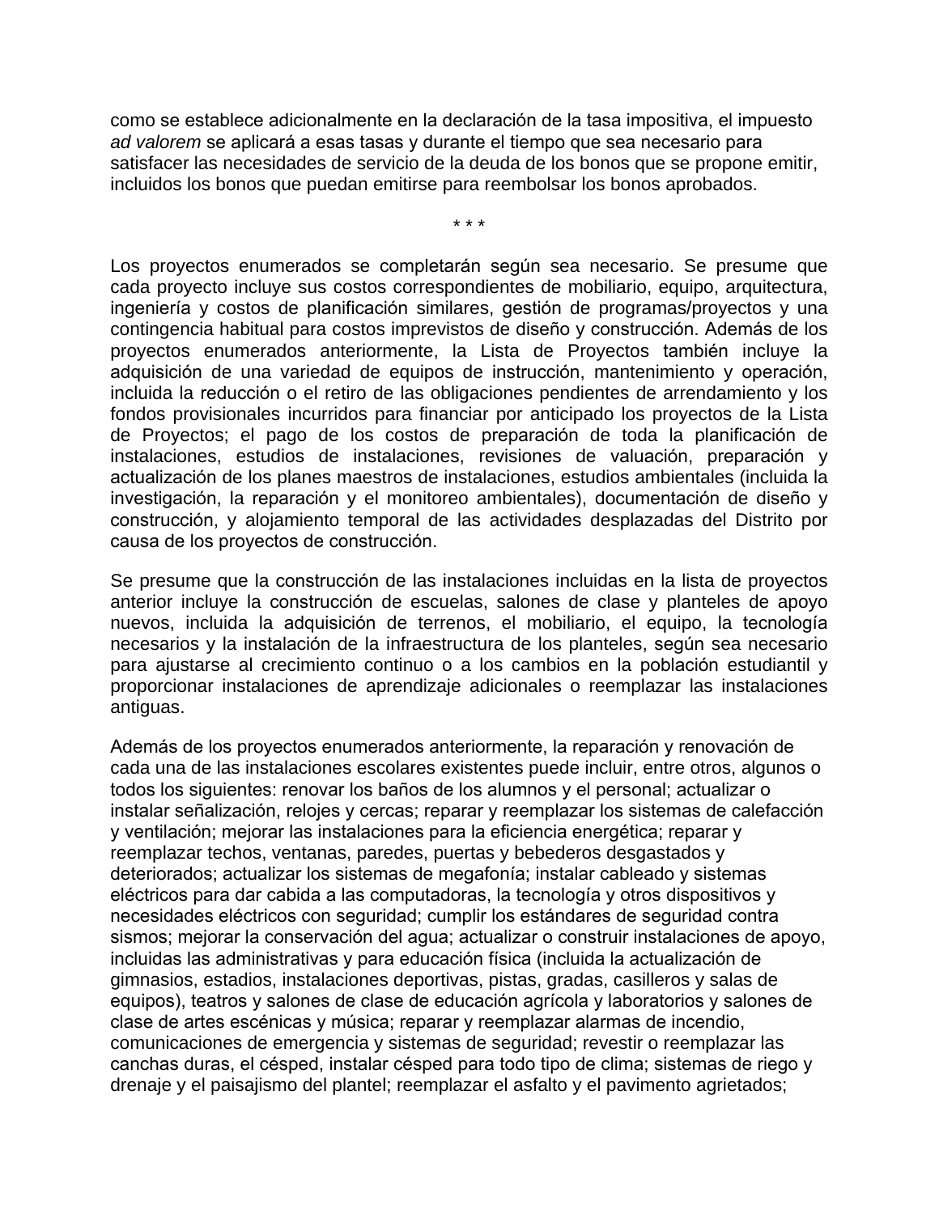como se establece adicionalmente en la declaración de la tasa impositiva, el impuesto *ad valorem* se aplicará a esas tasas y durante el tiempo que sea necesario para satisfacer las necesidades de servicio de la deuda de los bonos que se propone emitir, incluidos los bonos que puedan emitirse para reembolsar los bonos aprobados.

\* \* \*

Los proyectos enumerados se completarán según sea necesario. Se presume que cada proyecto incluye sus costos correspondientes de mobiliario, equipo, arquitectura, ingeniería y costos de planificación similares, gestión de programas/proyectos y una contingencia habitual para costos imprevistos de diseño y construcción. Además de los proyectos enumerados anteriormente, la Lista de Proyectos también incluye la adquisición de una variedad de equipos de instrucción, mantenimiento y operación, incluida la reducción o el retiro de las obligaciones pendientes de arrendamiento y los fondos provisionales incurridos para financiar por anticipado los proyectos de la Lista de Proyectos; el pago de los costos de preparación de toda la planificación de instalaciones, estudios de instalaciones, revisiones de valuación, preparación y actualización de los planes maestros de instalaciones, estudios ambientales (incluida la investigación, la reparación y el monitoreo ambientales), documentación de diseño y construcción, y alojamiento temporal de las actividades desplazadas del Distrito por causa de los proyectos de construcción.

Se presume que la construcción de las instalaciones incluidas en la lista de proyectos anterior incluye la construcción de escuelas, salones de clase y planteles de apoyo nuevos, incluida la adquisición de terrenos, el mobiliario, el equipo, la tecnología necesarios y la instalación de la infraestructura de los planteles, según sea necesario para ajustarse al crecimiento continuo o a los cambios en la población estudiantil y proporcionar instalaciones de aprendizaje adicionales o reemplazar las instalaciones antiguas.

Además de los proyectos enumerados anteriormente, la reparación y renovación de cada una de las instalaciones escolares existentes puede incluir, entre otros, algunos o todos los siguientes: renovar los baños de los alumnos y el personal; actualizar o instalar señalización, relojes y cercas; reparar y reemplazar los sistemas de calefacción y ventilación; mejorar las instalaciones para la eficiencia energética; reparar y reemplazar techos, ventanas, paredes, puertas y bebederos desgastados y deteriorados; actualizar los sistemas de megafonía; instalar cableado y sistemas eléctricos para dar cabida a las computadoras, la tecnología y otros dispositivos y necesidades eléctricos con seguridad; cumplir los estándares de seguridad contra sismos; mejorar la conservación del agua; actualizar o construir instalaciones de apoyo, incluidas las administrativas y para educación física (incluida la actualización de gimnasios, estadios, instalaciones deportivas, pistas, gradas, casilleros y salas de equipos), teatros y salones de clase de educación agrícola y laboratorios y salones de clase de artes escénicas y música; reparar y reemplazar alarmas de incendio, comunicaciones de emergencia y sistemas de seguridad; revestir o reemplazar las canchas duras, el césped, instalar césped para todo tipo de clima; sistemas de riego y drenaje y el paisajismo del plantel; reemplazar el asfalto y el pavimento agrietados;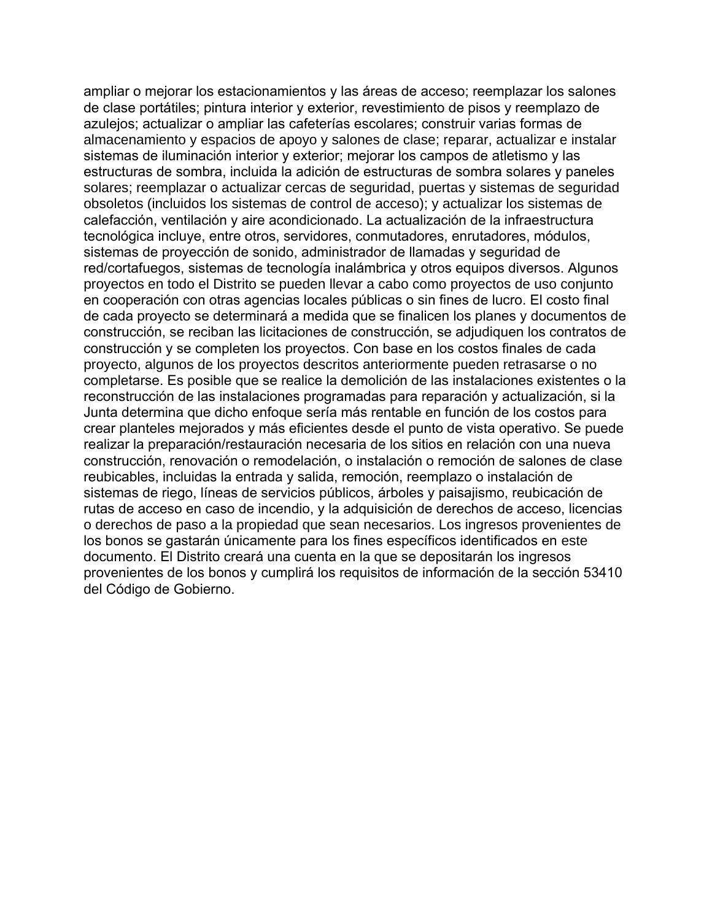ampliar o mejorar los estacionamientos y las áreas de acceso; reemplazar los salones de clase portátiles; pintura interior y exterior, revestimiento de pisos y reemplazo de azulejos; actualizar o ampliar las cafeterías escolares; construir varias formas de almacenamiento y espacios de apoyo y salones de clase; reparar, actualizar e instalar sistemas de iluminación interior y exterior; mejorar los campos de atletismo y las estructuras de sombra, incluida la adición de estructuras de sombra solares y paneles solares; reemplazar o actualizar cercas de seguridad, puertas y sistemas de seguridad obsoletos (incluidos los sistemas de control de acceso); y actualizar los sistemas de calefacción, ventilación y aire acondicionado. La actualización de la infraestructura tecnológica incluye, entre otros, servidores, conmutadores, enrutadores, módulos, sistemas de proyección de sonido, administrador de llamadas y seguridad de red/cortafuegos, sistemas de tecnología inalámbrica y otros equipos diversos. Algunos proyectos en todo el Distrito se pueden llevar a cabo como proyectos de uso conjunto en cooperación con otras agencias locales públicas o sin fines de lucro. El costo final de cada proyecto se determinará a medida que se finalicen los planes y documentos de construcción, se reciban las licitaciones de construcción, se adjudiquen los contratos de construcción y se completen los proyectos. Con base en los costos finales de cada proyecto, algunos de los proyectos descritos anteriormente pueden retrasarse o no completarse. Es posible que se realice la demolición de las instalaciones existentes o la reconstrucción de las instalaciones programadas para reparación y actualización, si la Junta determina que dicho enfoque sería más rentable en función de los costos para crear planteles mejorados y más eficientes desde el punto de vista operativo. Se puede realizar la preparación/restauración necesaria de los sitios en relación con una nueva construcción, renovación o remodelación, o instalación o remoción de salones de clase reubicables, incluidas la entrada y salida, remoción, reemplazo o instalación de sistemas de riego, líneas de servicios públicos, árboles y paisajismo, reubicación de rutas de acceso en caso de incendio, y la adquisición de derechos de acceso, licencias o derechos de paso a la propiedad que sean necesarios. Los ingresos provenientes de los bonos se gastarán únicamente para los fines específicos identificados en este documento. El Distrito creará una cuenta en la que se depositarán los ingresos provenientes de los bonos y cumplirá los requisitos de información de la sección 53410 del Código de Gobierno.